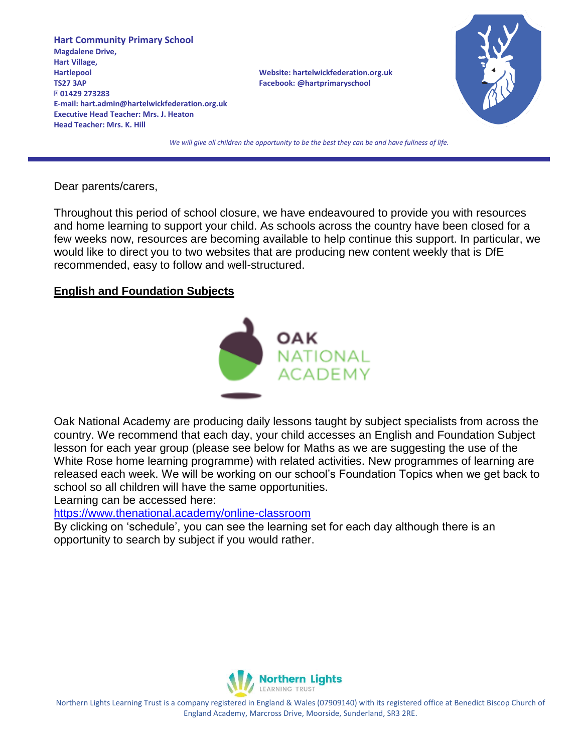**Hart Community Primary School**
Magdalene Drive,
Hart Village,
Hartlepool
TS27 3AP
☎ 01429 273283
E-mail: hart.admin@hartelwickfederation.org.uk
Executive Head Teacher: Mrs. J. Heaton
Head Teacher: Mrs. K. Hill

Website: hartelwickfederation.org.uk
Facebook: @hartprimaryschool

*We will give all children the opportunity to be the best they can be and have fullness of life.*

---

Dear parents/carers,

Throughout this period of school closure, we have endeavoured to provide you with resources and home learning to support your child. As schools across the country have been closed for a few weeks now, resources are becoming available to help continue this support. In particular, we would like to direct you to two websites that are producing new content weekly that is DfE recommended, easy to follow and well-structured.

## English and Foundation Subjects

Oak National Academy are producing daily lessons taught by subject specialists from across the country. We recommend that each day, your child accesses an English and Foundation Subject lesson for each year group (please see below for Maths as we are suggesting the use of the White Rose home learning programme) with related activities. New programmes of learning are released each week. We will be working on our school's Foundation Topics when we get back to school so all children will have the same opportunities.
Learning can be accessed here:
https://www.thenational.academy/online-classroom
By clicking on 'schedule', you can see the learning set for each day although there is an opportunity to search by subject if you would rather.

Northern Lights Learning Trust is a company registered in England & Wales (07909140) with its registered office at Benedict Biscop Church of England Academy, Marcross Drive, Moorside, Sunderland, SR3 2RE.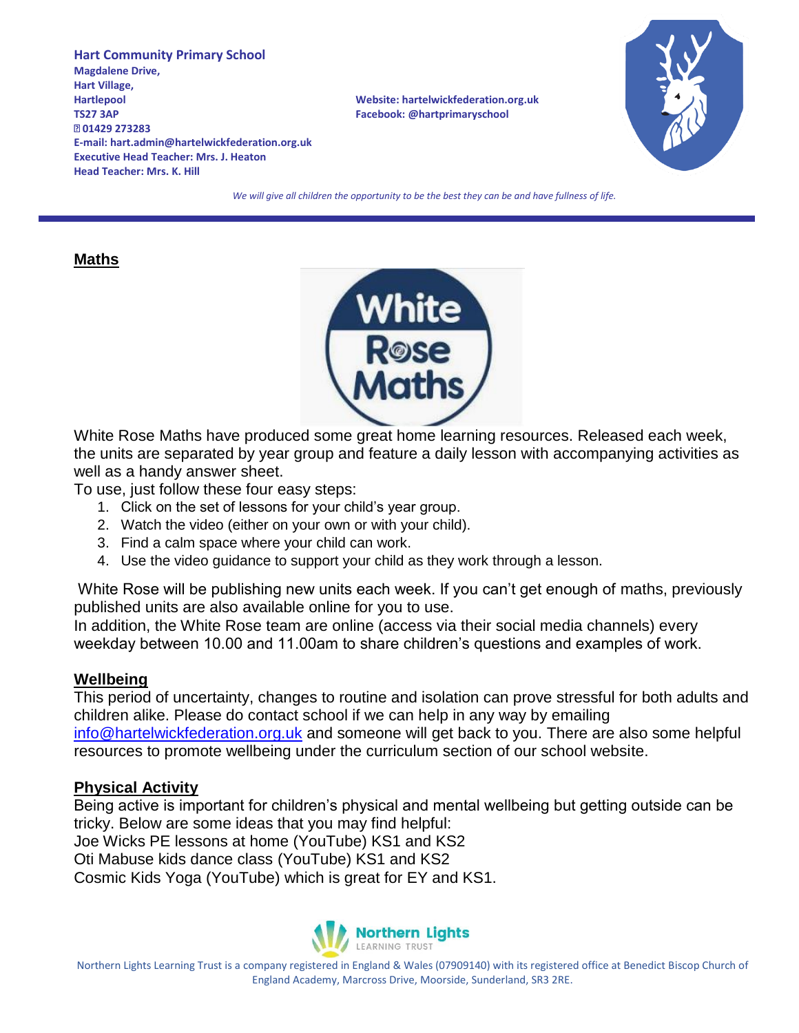**Hart Community Primary School**
**Magdalene Drive,**
**Hart Village,**
**Hartlepool**
**TS27 3AP**
**01429 273283**
**E-mail: hart.admin@hartelwickfederation.org.uk**
**Executive Head Teacher: Mrs. J. Heaton**
**Head Teacher: Mrs. K. Hill**

**Website: hartelwickfederation.org.uk**
**Facebook: @hartprimaryschool**

*We will give all children the opportunity to be the best they can be and have fullness of life.*

## Maths

White Rose Maths have produced some great home learning resources. Released each week, the units are separated by year group and feature a daily lesson with accompanying activities as well as a handy answer sheet.

To use, just follow these four easy steps:

1. Click on the set of lessons for your child's year group.
2. Watch the video (either on your own or with your child).
3. Find a calm space where your child can work.
4. Use the video guidance to support your child as they work through a lesson.

White Rose will be publishing new units each week. If you can't get enough of maths, previously published units are also available online for you to use.

In addition, the White Rose team are online (access via their social media channels) every weekday between 10.00 and 11.00am to share children's questions and examples of work.

## Wellbeing

This period of uncertainty, changes to routine and isolation can prove stressful for both adults and children alike. Please do contact school if we can help in any way by emailing info@hartelwickfederation.org.uk and someone will get back to you. There are also some helpful resources to promote wellbeing under the curriculum section of our school website.

## Physical Activity

Being active is important for children's physical and mental wellbeing but getting outside can be tricky. Below are some ideas that you may find helpful:
Joe Wicks PE lessons at home (YouTube) KS1 and KS2
Oti Mabuse kids dance class (YouTube) KS1 and KS2
Cosmic Kids Yoga (YouTube) which is great for EY and KS1.

Northern Lights Learning Trust is a company registered in England & Wales (07909140) with its registered office at Benedict Biscop Church of England Academy, Marcross Drive, Moorside, Sunderland, SR3 2RE.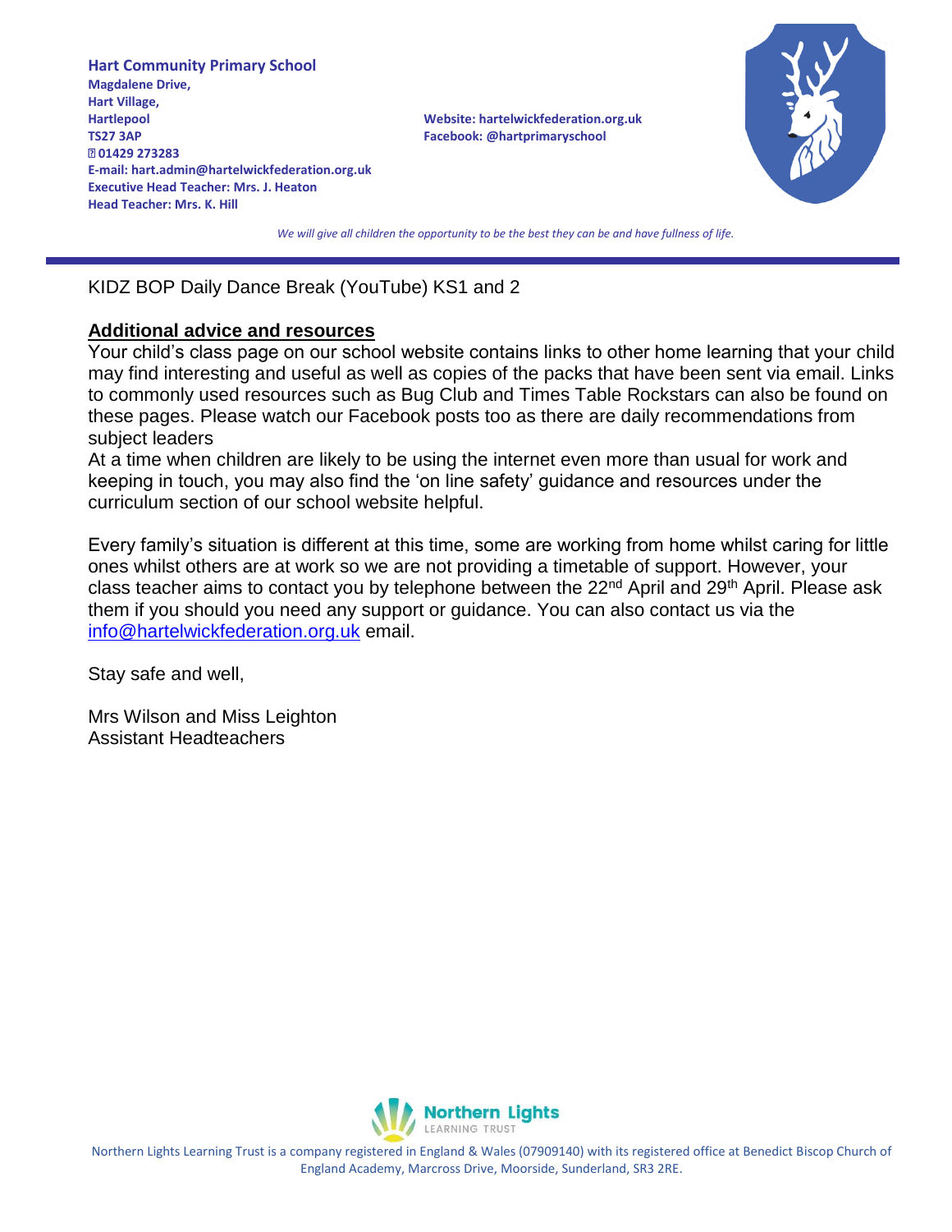**Hart Community Primary School**
**Magdalene Drive,**
**Hart Village,**
**Hartlepool**
**TS27 3AP**
**01429 273283**
**E-mail: hart.admin@hartelwickfederation.org.uk**
**Executive Head Teacher: Mrs. J. Heaton**
**Head Teacher: Mrs. K. Hill**

**Website: hartelwickfederation.org.uk**
**Facebook: @hartprimaryschool**

*We will give all children the opportunity to be the best they can be and have fullness of life.*

KIDZ BOP Daily Dance Break (YouTube) KS1 and 2

## Additional advice and resources

Your child's class page on our school website contains links to other home learning that your child may find interesting and useful as well as copies of the packs that have been sent via email. Links to commonly used resources such as Bug Club and Times Table Rockstars can also be found on these pages. Please watch our Facebook posts too as there are daily recommendations from subject leaders

At a time when children are likely to be using the internet even more than usual for work and keeping in touch, you may also find the 'on line safety' guidance and resources under the curriculum section of our school website helpful.

Every family's situation is different at this time, some are working from home whilst caring for little ones whilst others are at work so we are not providing a timetable of support. However, your class teacher aims to contact you by telephone between the 22nd April and 29th April. Please ask them if you should you need any support or guidance. You can also contact us via the info@hartelwickfederation.org.uk email.

Stay safe and well,

Mrs Wilson and Miss Leighton
Assistant Headteachers

Northern Lights Learning Trust

Northern Lights Learning Trust is a company registered in England & Wales (07909140) with its registered office at Benedict Biscop Church of England Academy, Marcross Drive, Moorside, Sunderland, SR3 2RE.